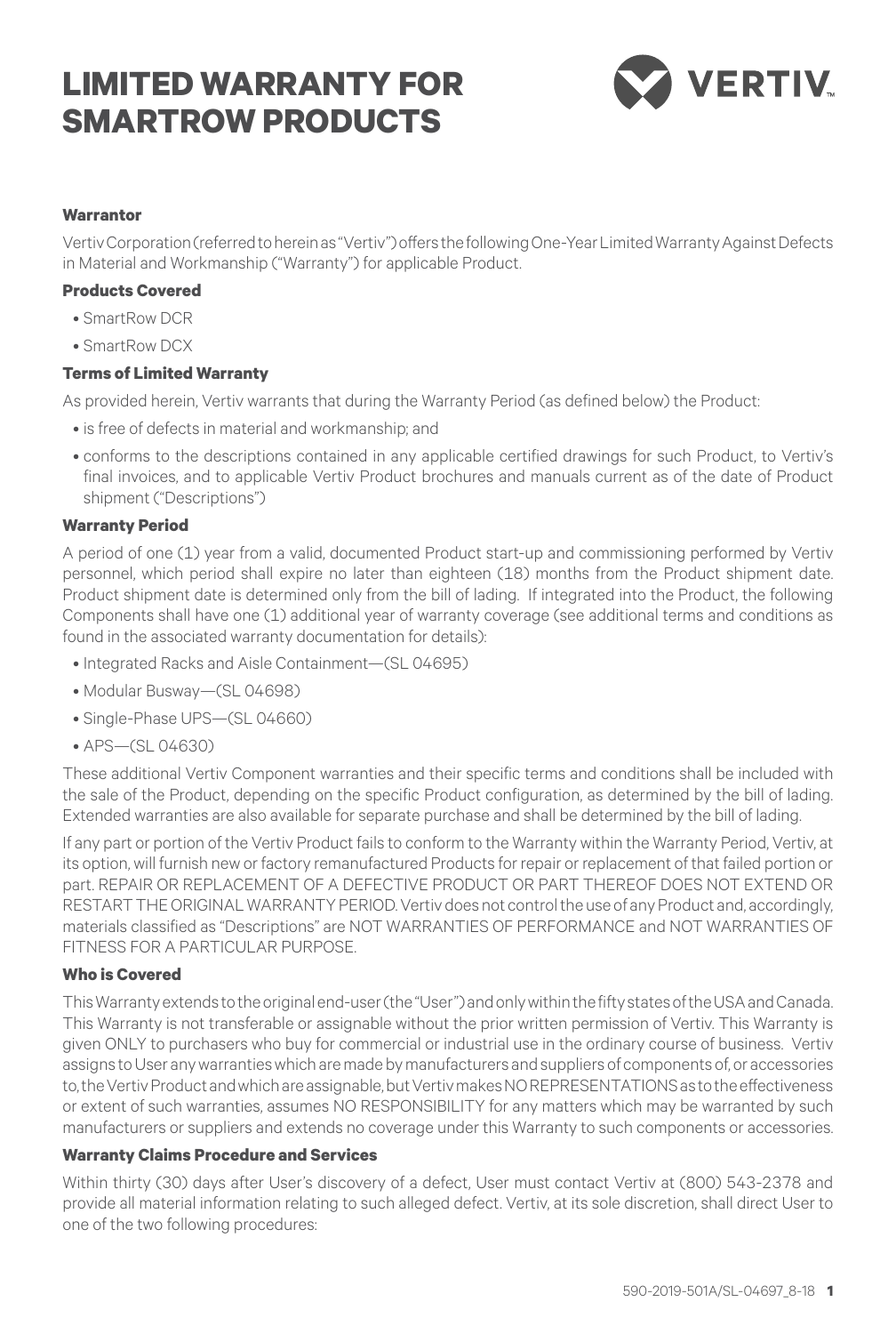# LIMITED WARRANTY FOR SMARTROW PRODUCTS

VERTIV

### Warrantor

Vertiv Corporation (referred to herein as "Vertiv") offers the following One-Year Limited Warranty Against Defects in Material and Workmanship ("Warranty") for applicable Product.

### Products Covered

- SmartRow DCR
- SmartRow DCX

### Terms of Limited Warranty

As provided herein, Vertiv warrants that during the Warranty Period (as defined below) the Product:

- is free of defects in material and workmanship; and
- conforms to the descriptions contained in any applicable certified drawings for such Product, to Vertiv's final invoices, and to applicable Vertiv Product brochures and manuals current as of the date of Product shipment ("Descriptions")

### Warranty Period

A period of one (1) year from a valid, documented Product start-up and commissioning performed by Vertiv personnel, which period shall expire no later than eighteen (18) months from the Product shipment date. Product shipment date is determined only from the bill of lading. If integrated into the Product, the following Components shall have one (1) additional year of warranty coverage (see additional terms and conditions as found in the associated warranty documentation for details):

- Integrated Racks and Aisle Containment—(SL 04695)
- Modular Busway—(SL 04698)
- Single-Phase UPS—(SL 04660)
- APS—(SL 04630)

These additional Vertiv Component warranties and their specific terms and conditions shall be included with the sale of the Product, depending on the specific Product configuration, as determined by the bill of lading. Extended warranties are also available for separate purchase and shall be determined by the bill of lading.

If any part or portion of the Vertiv Product fails to conform to the Warranty within the Warranty Period, Vertiv, at its option, will furnish new or factory remanufactured Products for repair or replacement of that failed portion or part. REPAIR OR REPLACEMENT OF A DEFECTIVE PRODUCT OR PART THEREOF DOES NOT EXTEND OR RESTART THE ORIGINAL WARRANTY PERIOD. Vertiv does not control the use of any Product and, accordingly, materials classified as "Descriptions" are NOT WARRANTIES OF PERFORMANCE and NOT WARRANTIES OF FITNESS FOR A PARTICULAR PURPOSE.

### Who is Covered

This Warranty extends to the original end-user (the "User") and only within the fifty states of the USA and Canada. This Warranty is not transferable or assignable without the prior written permission of Vertiv. This Warranty is given ONLY to purchasers who buy for commercial or industrial use in the ordinary course of business. Vertiv assigns to User any warranties which are made by manufacturers and suppliers of components of, or accessories to, the Vertiv Product and which are assignable, but Vertiv makes NO REPRESENTATIONS as to the effectiveness or extent of such warranties, assumes NO RESPONSIBILITY for any matters which may be warranted by such manufacturers or suppliers and extends no coverage under this Warranty to such components or accessories.

### Warranty Claims Procedure and Services

Within thirty (30) days after User's discovery of a defect, User must contact Vertiv at (800) 543-2378 and provide all material information relating to such alleged defect. Vertiv, at its sole discretion, shall direct User to one of the two following procedures: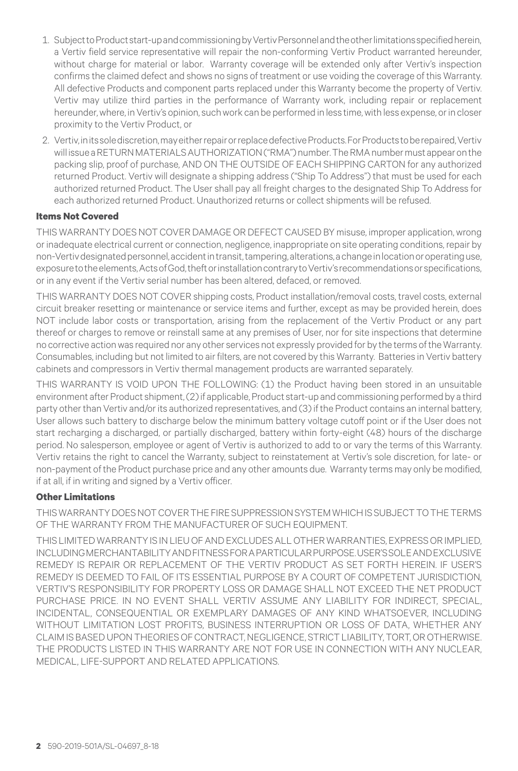1. Subject to Product start-up and commissioning by Vertiv Personnel and the other limitations specified herein, a Vertiv field service representative will repair the non-conforming Vertiv Product warranted hereunder, without charge for material or labor. Warranty coverage will be extended only after Vertiv's inspection confirms the claimed defect and shows no signs of treatment or use voiding the coverage of this Warranty. All defective Products and component parts replaced under this Warranty become the property of Vertiv. Vertiv may utilize third parties in the performance of Warranty work, including repair or replacement hereunder, where, in Vertiv's opinion, such work can be performed in less time, with less expense, or in closer proximity to the Vertiv Product, or

2. Vertiv, in its sole discretion, may either repair or replace defective Products. For Products to be repaired, Vertiv will issue a RETURN MATERIALS AUTHORIZATION ("RMA") number. The RMA number must appear on the packing slip, proof of purchase, AND ON THE OUTSIDE OF EACH SHIPPING CARTON for any authorized returned Product. Vertiv will designate a shipping address ("Ship To Address") that must be used for each authorized returned Product. The User shall pay all freight charges to the designated Ship To Address for each authorized returned Product. Unauthorized returns or collect shipments will be refused.

**Items Not Covered**

THIS WARRANTY DOES NOT COVER DAMAGE OR DEFECT CAUSED BY misuse, improper application, wrong or inadequate electrical current or connection, negligence, inappropriate on site operating conditions, repair by non-Vertiv designated personnel, accident in transit, tampering, alterations, a change in location or operating use, exposure to the elements, Acts of God, theft or installation contrary to Vertiv's recommendations or specifications, or in any event if the Vertiv serial number has been altered, defaced, or removed.

THIS WARRANTY DOES NOT COVER shipping costs, Product installation/removal costs, travel costs, external circuit breaker resetting or maintenance or service items and further, except as may be provided herein, does NOT include labor costs or transportation, arising from the replacement of the Vertiv Product or any part thereof or charges to remove or reinstall same at any premises of User, nor for site inspections that determine no corrective action was required nor any other services not expressly provided for by the terms of the Warranty. Consumables, including but not limited to air filters, are not covered by this Warranty. Batteries in Vertiv battery cabinets and compressors in Vertiv thermal management products are warranted separately.

THIS WARRANTY IS VOID UPON THE FOLLOWING: (1) the Product having been stored in an unsuitable environment after Product shipment, (2) if applicable, Product start-up and commissioning performed by a third party other than Vertiv and/or its authorized representatives, and (3) if the Product contains an internal battery, User allows such battery to discharge below the minimum battery voltage cutoff point or if the User does not start recharging a discharged, or partially discharged, battery within forty-eight (48) hours of the discharge period. No salesperson, employee or agent of Vertiv is authorized to add to or vary the terms of this Warranty. Vertiv retains the right to cancel the Warranty, subject to reinstatement at Vertiv's sole discretion, for late- or non-payment of the Product purchase price and any other amounts due. Warranty terms may only be modified, if at all, if in writing and signed by a Vertiv officer.

**Other Limitations**

THIS WARRANTY DOES NOT COVER THE FIRE SUPPRESSION SYSTEM WHICH IS SUBJECT TO THE TERMS OF THE WARRANTY FROM THE MANUFACTURER OF SUCH EQUIPMENT.

THIS LIMITED WARRANTY IS IN LIEU OF AND EXCLUDES ALL OTHER WARRANTIES, EXPRESS OR IMPLIED, INCLUDING MERCHANTABILITY AND FITNESS FOR A PARTICULAR PURPOSE. USER'S SOLE AND EXCLUSIVE REMEDY IS REPAIR OR REPLACEMENT OF THE VERTIV PRODUCT AS SET FORTH HEREIN. IF USER'S REMEDY IS DEEMED TO FAIL OF ITS ESSENTIAL PURPOSE BY A COURT OF COMPETENT JURISDICTION, VERTIV'S RESPONSIBILITY FOR PROPERTY LOSS OR DAMAGE SHALL NOT EXCEED THE NET PRODUCT PURCHASE PRICE. IN NO EVENT SHALL VERTIV ASSUME ANY LIABILITY FOR INDIRECT, SPECIAL, INCIDENTAL, CONSEQUENTIAL OR EXEMPLARY DAMAGES OF ANY KIND WHATSOEVER, INCLUDING WITHOUT LIMITATION LOST PROFITS, BUSINESS INTERRUPTION OR LOSS OF DATA, WHETHER ANY CLAIM IS BASED UPON THEORIES OF CONTRACT, NEGLIGENCE, STRICT LIABILITY, TORT, OR OTHERWISE. THE PRODUCTS LISTED IN THIS WARRANTY ARE NOT FOR USE IN CONNECTION WITH ANY NUCLEAR, MEDICAL, LIFE-SUPPORT AND RELATED APPLICATIONS.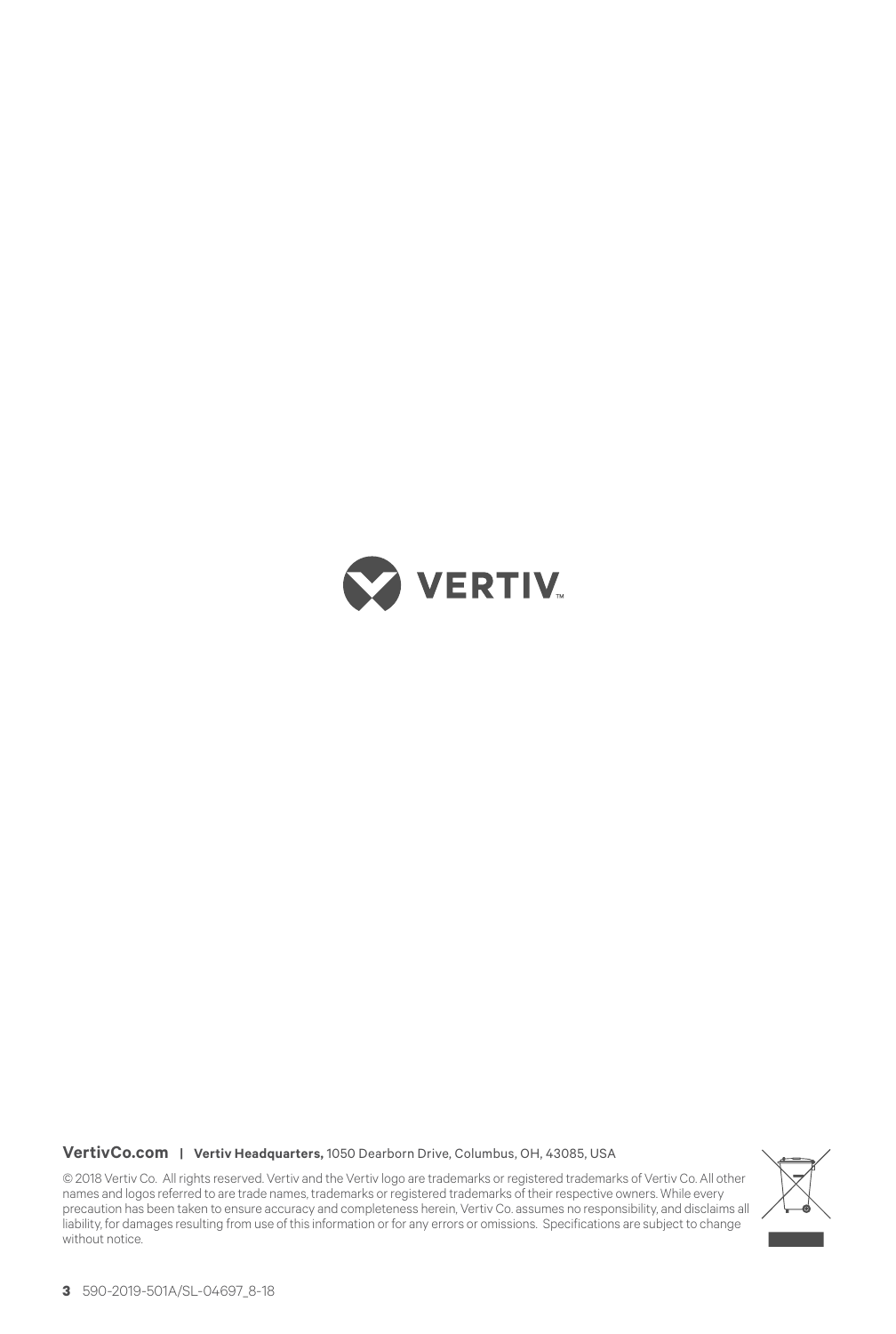VERTIV

**VertivCo.com** | **Vertiv Headquarters,** 1050 Dearborn Drive, Columbus, OH, 43085, USA

© 2018 Vertiv Co. All rights reserved. Vertiv and the Vertiv logo are trademarks or registered trademarks of Vertiv Co. All other names and logos referred to are trade names, trademarks or registered trademarks of their respective owners. While every precaution has been taken to ensure accuracy and completeness herein, Vertiv Co. assumes no responsibility, and disclaims all liability, for damages resulting from use of this information or for any errors or omissions. Specifications are subject to change without notice.

590-2019-501A/SL-04697_8-18